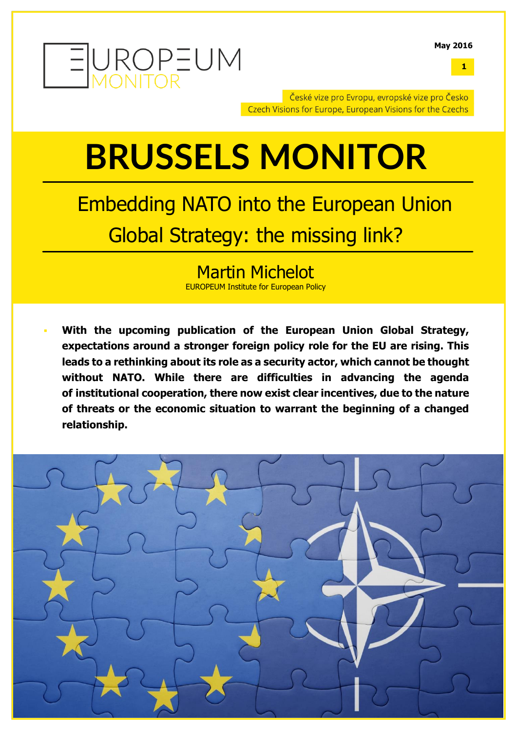EUROPEUM MONITOR

May 2016

České vize pro Evropu, evropské vize pro Česko
Czech Visions for Europe, European Visions for the Czechs

# BRUSSELS MONITOR

## Embedding NATO into the European Union Global Strategy: the missing link?

### Martin Michelot

EUROPEUM Institute for European Policy

- **With the upcoming publication of the European Union Global Strategy, expectations around a stronger foreign policy role for the EU are rising. This leads to a rethinking about its role as a security actor, which cannot be thought without NATO. While there are difficulties in advancing the agenda of institutional cooperation, there now exist clear incentives, due to the nature of threats or the economic situation to warrant the beginning of a changed relationship.**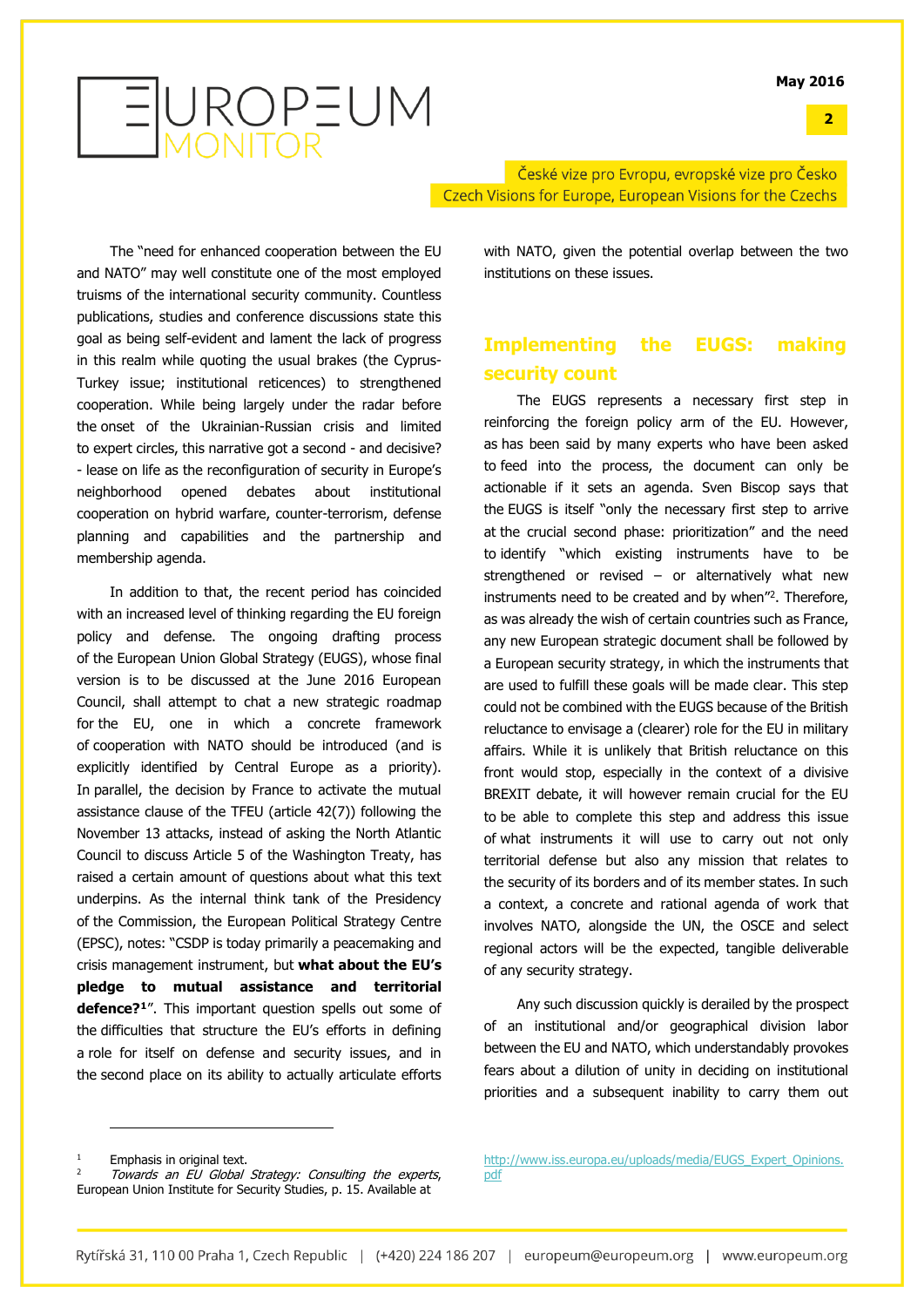The "need for enhanced cooperation between the EU and NATO" may well constitute one of the most employed truisms of the international security community. Countless publications, studies and conference discussions state this goal as being self-evident and lament the lack of progress in this realm while quoting the usual brakes (the Cyprus-Turkey issue; institutional reticences) to strengthened cooperation. While being largely under the radar before the onset of the Ukrainian-Russian crisis and limited to expert circles, this narrative got a second - and decisive? - lease on life as the reconfiguration of security in Europe's neighborhood opened debates about institutional cooperation on hybrid warfare, counter-terrorism, defense planning and capabilities and the partnership and membership agenda.

In addition to that, the recent period has coincided with an increased level of thinking regarding the EU foreign policy and defense. The ongoing drafting process of the European Union Global Strategy (EUGS), whose final version is to be discussed at the June 2016 European Council, shall attempt to chat a new strategic roadmap for the EU, one in which a concrete framework of cooperation with NATO should be introduced (and is explicitly identified by Central Europe as a priority). In parallel, the decision by France to activate the mutual assistance clause of the TFEU (article 42(7)) following the November 13 attacks, instead of asking the North Atlantic Council to discuss Article 5 of the Washington Treaty, has raised a certain amount of questions about what this text underpins. As the internal think tank of the Presidency of the Commission, the European Political Strategy Centre (EPSC), notes: "CSDP is today primarily a peacemaking and crisis management instrument, but **what about the EU's pledge to mutual assistance and territorial defence?**[1]". This important question spells out some of the difficulties that structure the EU's efforts in defining a role for itself on defense and security issues, and in the second place on its ability to actually articulate efforts with NATO, given the potential overlap between the two institutions on these issues.

## Implementing the EUGS: making security count

The EUGS represents a necessary first step in reinforcing the foreign policy arm of the EU. However, as has been said by many experts who have been asked to feed into the process, the document can only be actionable if it sets an agenda. Sven Biscop says that the EUGS is itself "only the necessary first step to arrive at the crucial second phase: prioritization" and the need to identify "which existing instruments have to be strengthened or revised – or alternatively what new instruments need to be created and by when"[2]. Therefore, as was already the wish of certain countries such as France, any new European strategic document shall be followed by a European security strategy, in which the instruments that are used to fulfill these goals will be made clear. This step could not be combined with the EUGS because of the British reluctance to envisage a (clearer) role for the EU in military affairs. While it is unlikely that British reluctance on this front would stop, especially in the context of a divisive BREXIT debate, it will however remain crucial for the EU to be able to complete this step and address this issue of what instruments it will use to carry out not only territorial defense but also any mission that relates to the security of its borders and of its member states. In such a context, a concrete and rational agenda of work that involves NATO, alongside the UN, the OSCE and select regional actors will be the expected, tangible deliverable of any security strategy.

Any such discussion quickly is derailed by the prospect of an institutional and/or geographical division labor between the EU and NATO, which understandably provokes fears about a dilution of unity in deciding on institutional priorities and a subsequent inability to carry them out

---

[1] Emphasis in original text.

[2] *Towards an EU Global Strategy: Consulting the experts*, European Union Institute for Security Studies, p. 15. Available at http://www.iss.europa.eu/uploads/media/EUGS_Expert_Opinions.pdf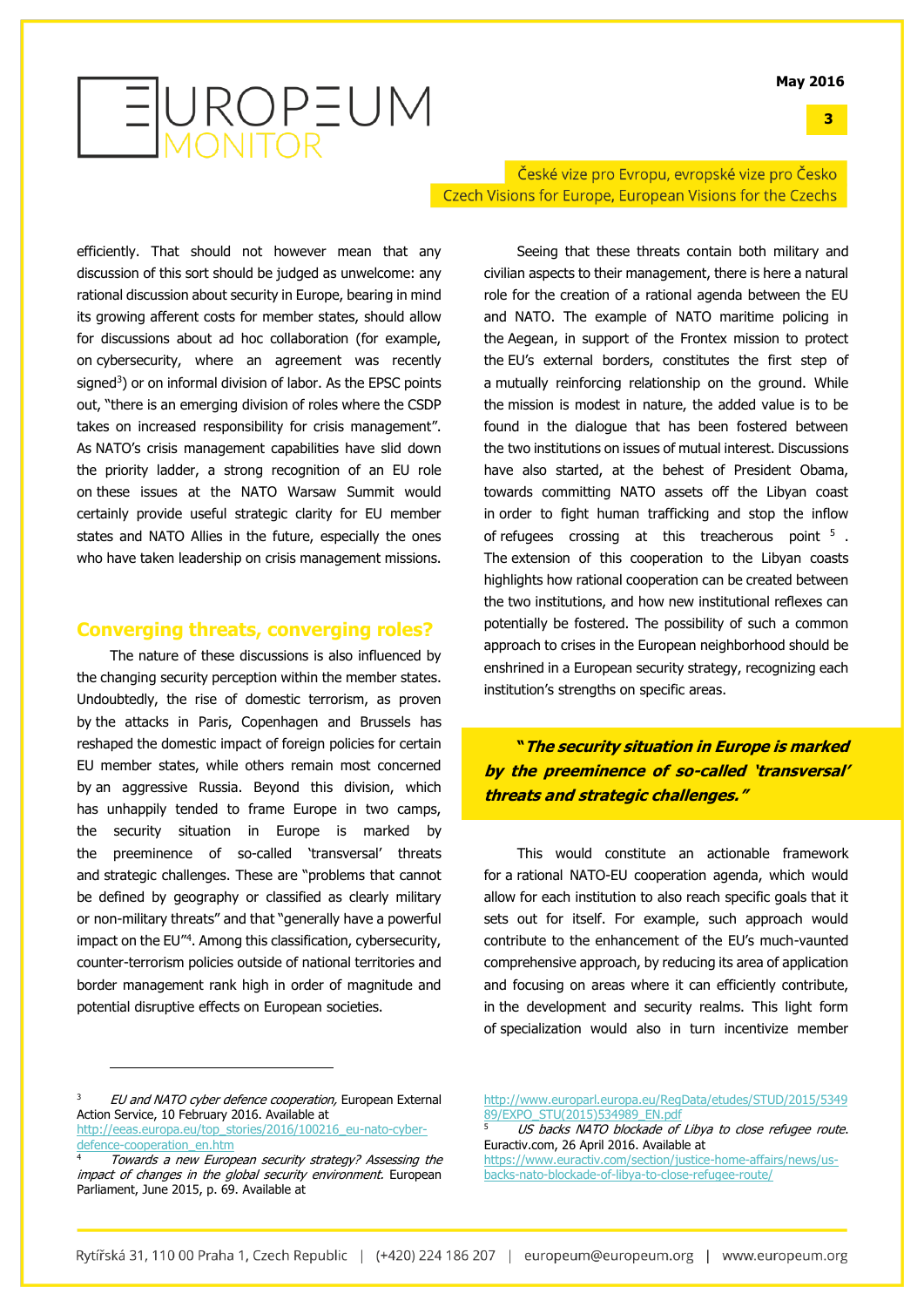efficiently. That should not however mean that any discussion of this sort should be judged as unwelcome: any rational discussion about security in Europe, bearing in mind its growing afferent costs for member states, should allow for discussions about ad hoc collaboration (for example, on cybersecurity, where an agreement was recently signed[3]) or on informal division of labor. As the EPSC points out, "there is an emerging division of roles where the CSDP takes on increased responsibility for crisis management". As NATO's crisis management capabilities have slid down the priority ladder, a strong recognition of an EU role on these issues at the NATO Warsaw Summit would certainly provide useful strategic clarity for EU member states and NATO Allies in the future, especially the ones who have taken leadership on crisis management missions.

## Converging threats, converging roles?

The nature of these discussions is also influenced by the changing security perception within the member states. Undoubtedly, the rise of domestic terrorism, as proven by the attacks in Paris, Copenhagen and Brussels has reshaped the domestic impact of foreign policies for certain EU member states, while others remain most concerned by an aggressive Russia. Beyond this division, which has unhappily tended to frame Europe in two camps, the security situation in Europe is marked by the preeminence of so-called 'transversal' threats and strategic challenges. These are "problems that cannot be defined by geography or classified as clearly military or non-military threats" and that "generally have a powerful impact on the EU"[4]. Among this classification, cybersecurity, counter-terrorism policies outside of national territories and border management rank high in order of magnitude and potential disruptive effects on European societies.

Seeing that these threats contain both military and civilian aspects to their management, there is here a natural role for the creation of a rational agenda between the EU and NATO. The example of NATO maritime policing in the Aegean, in support of the Frontex mission to protect the EU's external borders, constitutes the first step of a mutually reinforcing relationship on the ground. While the mission is modest in nature, the added value is to be found in the dialogue that has been fostered between the two institutions on issues of mutual interest. Discussions have also started, at the behest of President Obama, towards committing NATO assets off the Libyan coast in order to fight human trafficking and stop the inflow of refugees crossing at this treacherous point[5]. The extension of this cooperation to the Libyan coasts highlights how rational cooperation can be created between the two institutions, and how new institutional reflexes can potentially be fostered. The possibility of such a common approach to crises in the European neighborhood should be enshrined in a European security strategy, recognizing each institution's strengths on specific areas.

> ***"The security situation in Europe is marked by the preeminence of so-called 'transversal' threats and strategic challenges."***

This would constitute an actionable framework for a rational NATO-EU cooperation agenda, which would allow for each institution to also reach specific goals that it sets out for itself. For example, such approach would contribute to the enhancement of the EU's much-vaunted comprehensive approach, by reducing its area of application and focusing on areas where it can efficiently contribute, in the development and security realms. This light form of specialization would also in turn incentivize member

---

[3] *EU and NATO cyber defence cooperation,* European External Action Service, 10 February 2016. Available at http://eeas.europa.eu/top_stories/2016/100216_eu-nato-cyber-defence-cooperation_en.htm

[4] *Towards a new European security strategy? Assessing the impact of changes in the global security environment.* European Parliament, June 2015, p. 69. Available at http://www.europarl.europa.eu/RegData/etudes/STUD/2015/534989/EXPO_STU(2015)534989_EN.pdf

[5] *US backs NATO blockade of Libya to close refugee route.* Euractiv.com, 26 April 2016. Available at https://www.euractiv.com/section/justice-home-affairs/news/us-backs-nato-blockade-of-libya-to-close-refugee-route/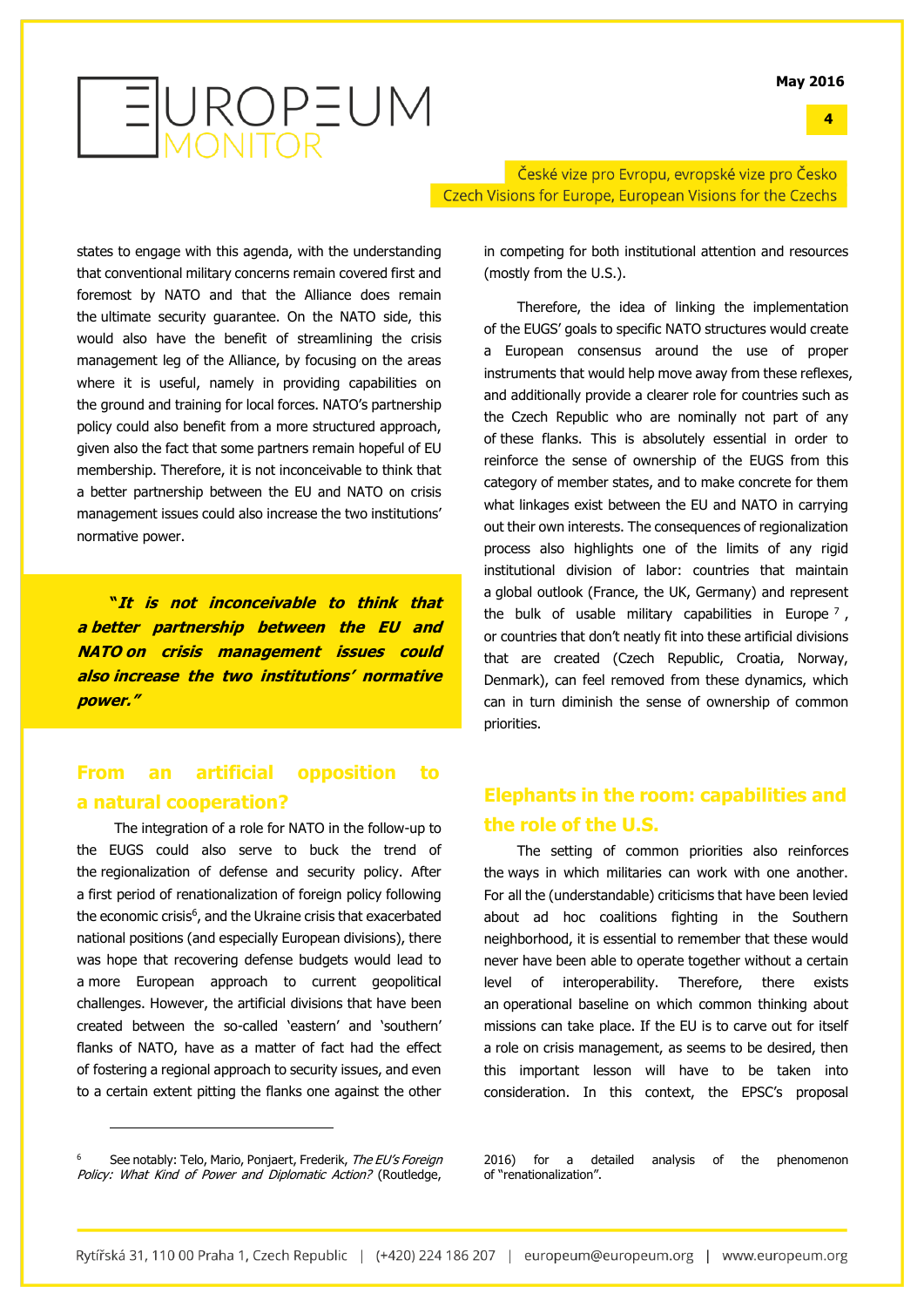states to engage with this agenda, with the understanding that conventional military concerns remain covered first and foremost by NATO and that the Alliance does remain the ultimate security guarantee. On the NATO side, this would also have the benefit of streamlining the crisis management leg of the Alliance, by focusing on the areas where it is useful, namely in providing capabilities on the ground and training for local forces. NATO's partnership policy could also benefit from a more structured approach, given also the fact that some partners remain hopeful of EU membership. Therefore, it is not inconceivable to think that a better partnership between the EU and NATO on crisis management issues could also increase the two institutions' normative power.

> ***"It is not inconceivable to think that a better partnership between the EU and NATO on crisis management issues could also increase the two institutions' normative power."***

## From an artificial opposition to a natural cooperation?

The integration of a role for NATO in the follow-up to the EUGS could also serve to buck the trend of the regionalization of defense and security policy. After a first period of renationalization of foreign policy following the economic crisis[6], and the Ukraine crisis that exacerbated national positions (and especially European divisions), there was hope that recovering defense budgets would lead to a more European approach to current geopolitical challenges. However, the artificial divisions that have been created between the so-called 'eastern' and 'southern' flanks of NATO, have as a matter of fact had the effect of fostering a regional approach to security issues, and even to a certain extent pitting the flanks one against the other in competing for both institutional attention and resources (mostly from the U.S.).

Therefore, the idea of linking the implementation of the EUGS' goals to specific NATO structures would create a European consensus around the use of proper instruments that would help move away from these reflexes, and additionally provide a clearer role for countries such as the Czech Republic who are nominally not part of any of these flanks. This is absolutely essential in order to reinforce the sense of ownership of the EUGS from this category of member states, and to make concrete for them what linkages exist between the EU and NATO in carrying out their own interests. The consequences of regionalization process also highlights one of the limits of any rigid institutional division of labor: countries that maintain a global outlook (France, the UK, Germany) and represent the bulk of usable military capabilities in Europe[7], or countries that don't neatly fit into these artificial divisions that are created (Czech Republic, Croatia, Norway, Denmark), can feel removed from these dynamics, which can in turn diminish the sense of ownership of common priorities.

## Elephants in the room: capabilities and the role of the U.S.

The setting of common priorities also reinforces the ways in which militaries can work with one another. For all the (understandable) criticisms that have been levied about ad hoc coalitions fighting in the Southern neighborhood, it is essential to remember that these would never have been able to operate together without a certain level of interoperability. Therefore, there exists an operational baseline on which common thinking about missions can take place. If the EU is to carve out for itself a role on crisis management, as seems to be desired, then this important lesson will have to be taken into consideration. In this context, the EPSC's proposal

---

[6] See notably: Telo, Mario, Ponjaert, Frederik, *The EU's Foreign Policy: What Kind of Power and Diplomatic Action?* (Routledge, 2016) for a detailed analysis of the phenomenon of "renationalization".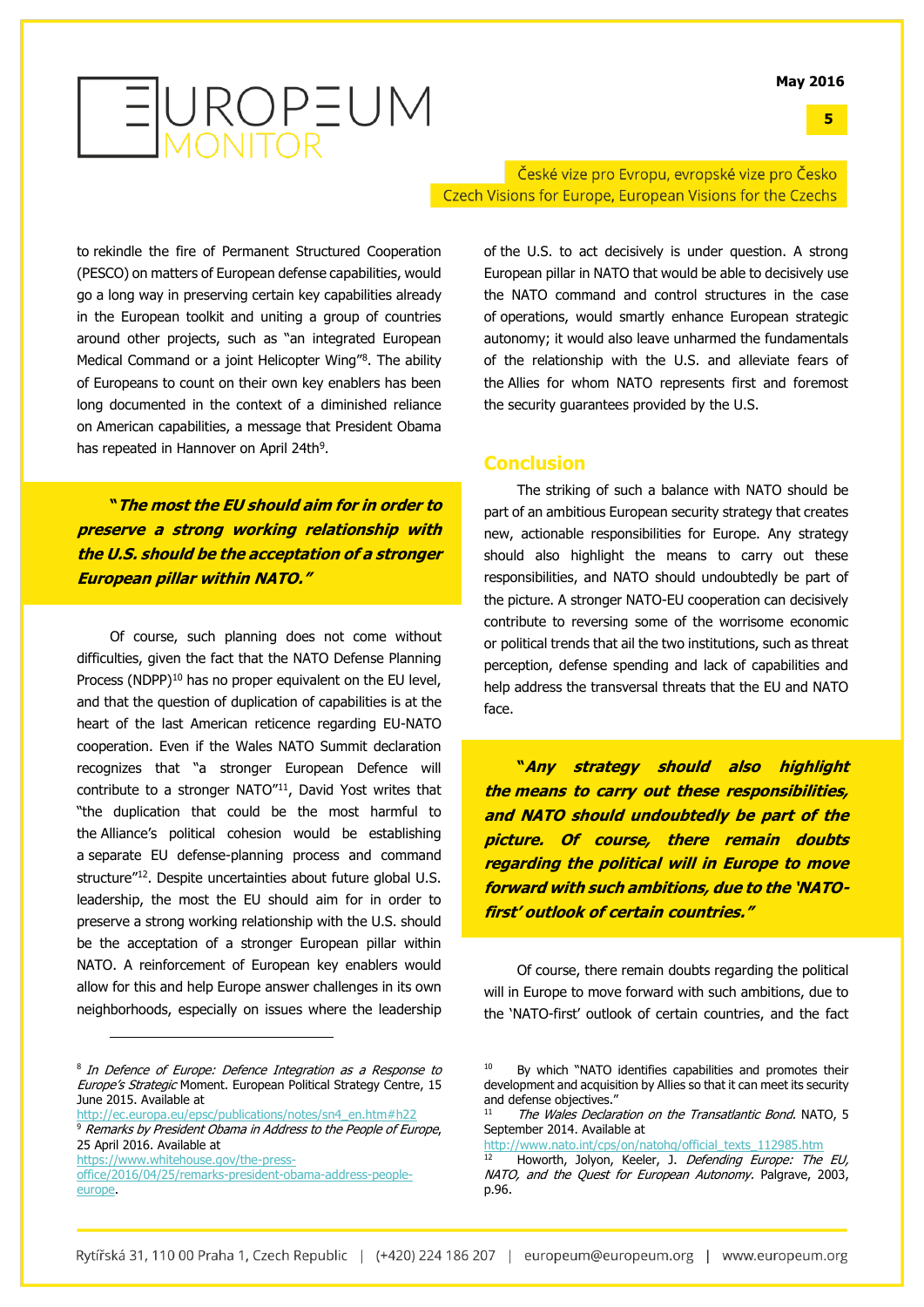to rekindle the fire of Permanent Structured Cooperation (PESCO) on matters of European defense capabilities, would go a long way in preserving certain key capabilities already in the European toolkit and uniting a group of countries around other projects, such as "an integrated European Medical Command or a joint Helicopter Wing"[8]. The ability of Europeans to count on their own key enablers has been long documented in the context of a diminished reliance on American capabilities, a message that President Obama has repeated in Hannover on April 24th[9].

> ***"The most the EU should aim for in order to preserve a strong working relationship with the U.S. should be the acceptation of a stronger European pillar within NATO."***

Of course, such planning does not come without difficulties, given the fact that the NATO Defense Planning Process (NDPP)[10] has no proper equivalent on the EU level, and that the question of duplication of capabilities is at the heart of the last American reticence regarding EU-NATO cooperation. Even if the Wales NATO Summit declaration recognizes that "a stronger European Defence will contribute to a stronger NATO"[11], David Yost writes that "the duplication that could be the most harmful to the Alliance's political cohesion would be establishing a separate EU defense-planning process and command structure"[12]. Despite uncertainties about future global U.S. leadership, the most the EU should aim for in order to preserve a strong working relationship with the U.S. should be the acceptation of a stronger European pillar within NATO. A reinforcement of European key enablers would allow for this and help Europe answer challenges in its own neighborhoods, especially on issues where the leadership of the U.S. to act decisively is under question. A strong European pillar in NATO that would be able to decisively use the NATO command and control structures in the case of operations, would smartly enhance European strategic autonomy; it would also leave unharmed the fundamentals of the relationship with the U.S. and alleviate fears of the Allies for whom NATO represents first and foremost the security guarantees provided by the U.S.

## Conclusion

The striking of such a balance with NATO should be part of an ambitious European security strategy that creates new, actionable responsibilities for Europe. Any strategy should also highlight the means to carry out these responsibilities, and NATO should undoubtedly be part of the picture. A stronger NATO-EU cooperation can decisively contribute to reversing some of the worrisome economic or political trends that ail the two institutions, such as threat perception, defense spending and lack of capabilities and help address the transversal threats that the EU and NATO face.

> ***"Any strategy should also highlight the means to carry out these responsibilities, and NATO should undoubtedly be part of the picture. Of course, there remain doubts regarding the political will in Europe to move forward with such ambitions, due to the 'NATO-first' outlook of certain countries."***

Of course, there remain doubts regarding the political will in Europe to move forward with such ambitions, due to the 'NATO-first' outlook of certain countries, and the fact

---

[8] *In Defence of Europe: Defence Integration as a Response to Europe's Strategic* Moment. European Political Strategy Centre, 15 June 2015. Available at http://ec.europa.eu/epsc/publications/notes/sn4_en.htm#h22

[9] *Remarks by President Obama in Address to the People of Europe*, 25 April 2016. Available at https://www.whitehouse.gov/the-press-office/2016/04/25/remarks-president-obama-address-people-europe.

[10] By which "NATO identifies capabilities and promotes their development and acquisition by Allies so that it can meet its security and defense objectives."

[11] *The Wales Declaration on the Transatlantic Bond.* NATO, 5 September 2014. Available at http://www.nato.int/cps/on/natohq/official_texts_112985.htm

[12] Howorth, Jolyon, Keeler, J. *Defending Europe: The EU, NATO, and the Quest for European Autonomy.* Palgrave, 2003, p.96.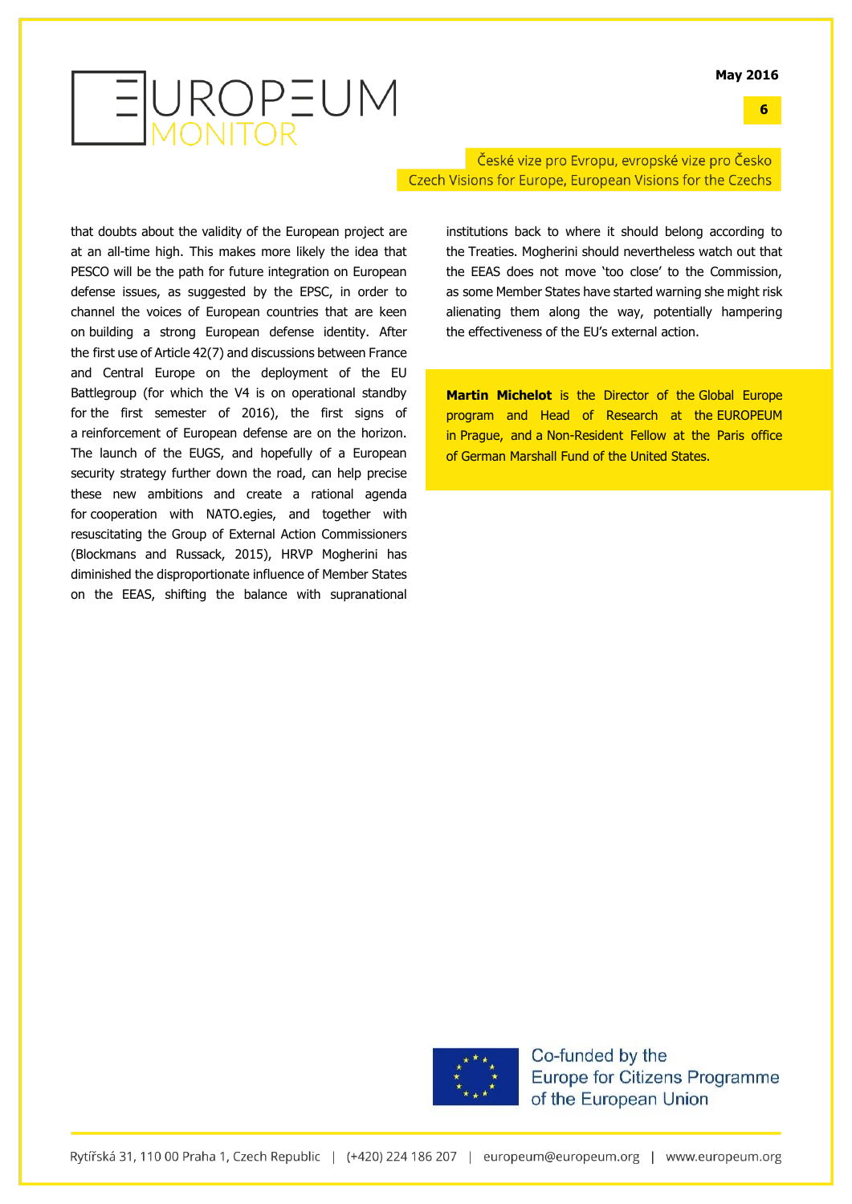that doubts about the validity of the European project are at an all-time high. This makes more likely the idea that PESCO will be the path for future integration on European defense issues, as suggested by the EPSC, in order to channel the voices of European countries that are keen on building a strong European defense identity. After the first use of Article 42(7) and discussions between France and Central Europe on the deployment of the EU Battlegroup (for which the V4 is on operational standby for the first semester of 2016), the first signs of a reinforcement of European defense are on the horizon. The launch of the EUGS, and hopefully of a European security strategy further down the road, can help precise these new ambitions and create a rational agenda for cooperation with NATO.egies, and together with resuscitating the Group of External Action Commissioners (Blockmans and Russack, 2015), HRVP Mogherini has diminished the disproportionate influence of Member States on the EEAS, shifting the balance with supranational institutions back to where it should belong according to the Treaties. Mogherini should nevertheless watch out that the EEAS does not move 'too close' to the Commission, as some Member States have started warning she might risk alienating them along the way, potentially hampering the effectiveness of the EU's external action.

**Martin Michelot** is the Director of the Global Europe program and Head of Research at the EUROPEUM in Prague, and a Non-Resident Fellow at the Paris office of German Marshall Fund of the United States.

Co-funded by the Europe for Citizens Programme of the European Union